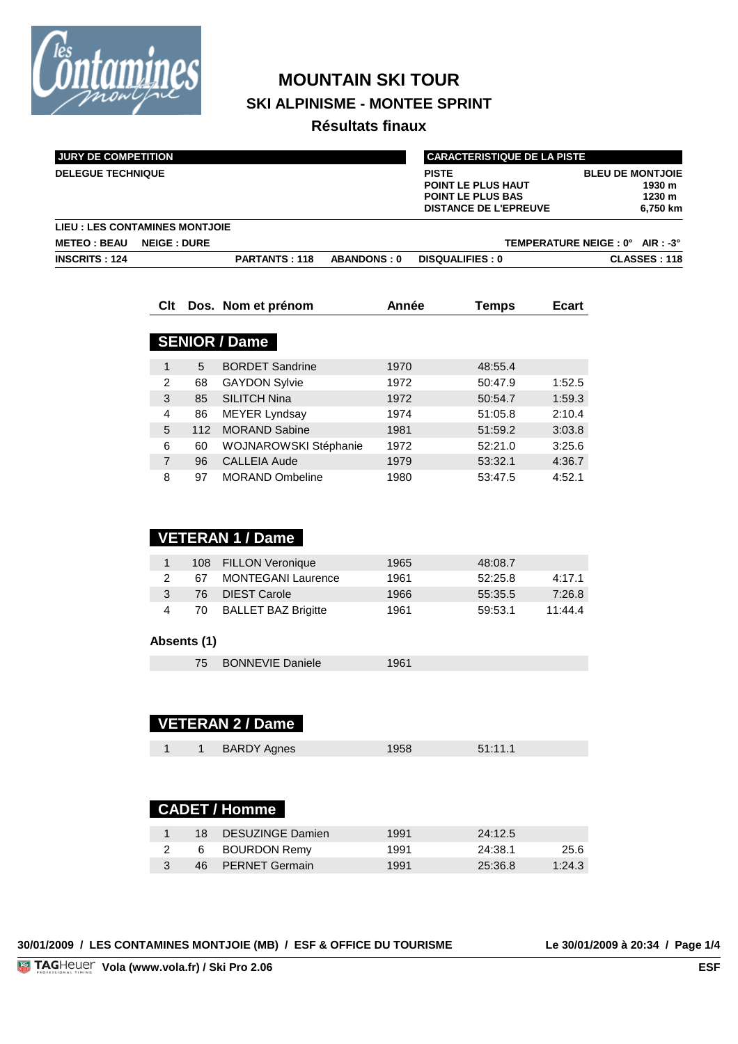# MOUNTAIN SKI TOUR

## SKI ALPINISME - MONTEE SPRINT

### Résultats finaux

| JURY DE COMPETITION | |
|---|---|
| DELEGUE TECHNIQUE | |

| CARACTERISTIQUE DE LA PISTE | |
|---|---|
| PISTE | BLEU DE MONTJOIE |
| POINT LE PLUS HAUT | 1930 m |
| POINT LE PLUS BAS | 1230 m |
| DISTANCE DE L'EPREUVE | 6,750 km |

**LIEU : LES CONTAMINES MONTJOIE**

**METEO : BEAU** **NEIGE : DURE** **TEMPERATURE NEIGE : 0°** **AIR : -3°**

**INSCRITS : 124** **PARTANTS : 118** **ABANDONS : 0** **DISQUALIFIES : 0** **CLASSES : 118**

## SENIOR / Dame

| Clt | Dos. | Nom et prénom | Année | Temps | Ecart |
|---|---|---|---|---|---|
| 1 | 5 | BORDET Sandrine | 1970 | 48:55.4 | |
| 2 | 68 | GAYDON Sylvie | 1972 | 50:47.9 | 1:52.5 |
| 3 | 85 | SILITCH Nina | 1972 | 50:54.7 | 1:59.3 |
| 4 | 86 | MEYER Lyndsay | 1974 | 51:05.8 | 2:10.4 |
| 5 | 112 | MORAND Sabine | 1981 | 51:59.2 | 3:03.8 |
| 6 | 60 | WOJNAROWSKI Stéphanie | 1972 | 52:21.0 | 3:25.6 |
| 7 | 96 | CALLEIA Aude | 1979 | 53:32.1 | 4:36.7 |
| 8 | 97 | MORAND Ombeline | 1980 | 53:47.5 | 4:52.1 |

## VETERAN 1 / Dame

| Clt | Dos. | Nom et prénom | Année | Temps | Ecart |
|---|---|---|---|---|---|
| 1 | 108 | FILLON Veronique | 1965 | 48:08.7 | |
| 2 | 67 | MONTEGANI Laurence | 1961 | 52:25.8 | 4:17.1 |
| 3 | 76 | DIEST Carole | 1966 | 55:35.5 | 7:26.8 |
| 4 | 70 | BALLET BAZ Brigitte | 1961 | 59:53.1 | 11:44.4 |

**Absents (1)**

| Clt | Dos. | Nom et prénom | Année | Temps | Ecart |
|---|---|---|---|---|---|
| | 75 | BONNEVIE Daniele | 1961 | | |

## VETERAN 2 / Dame

| Clt | Dos. | Nom et prénom | Année | Temps | Ecart |
|---|---|---|---|---|---|
| 1 | 1 | BARDY Agnes | 1958 | 51:11.1 | |

## CADET / Homme

| Clt | Dos. | Nom et prénom | Année | Temps | Ecart |
|---|---|---|---|---|---|
| 1 | 18 | DESUZINGE Damien | 1991 | 24:12.5 | |
| 2 | 6 | BOURDON Remy | 1991 | 24:38.1 | 25.6 |
| 3 | 46 | PERNET Germain | 1991 | 25:36.8 | 1:24.3 |

30/01/2009 / LES CONTAMINES MONTJOIE (MB) / ESF & OFFICE DU TOURISME — Le 30/01/2009 à 20:34

TAGHeuer Vola (www.vola.fr) / Ski Pro 2.06 — ESF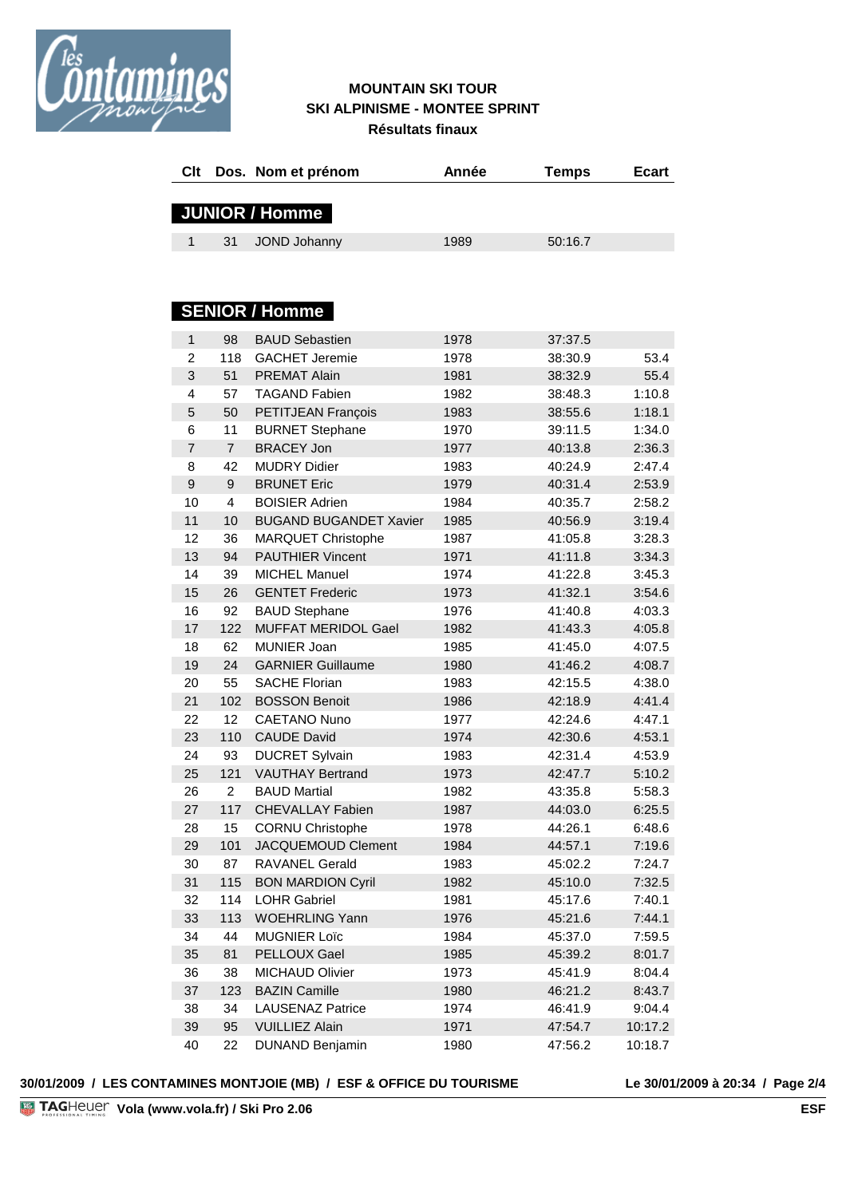**MOUNTAIN SKI TOUR**
**SKI ALPINISME - MONTEE SPRINT**
**Résultats finaux**

## JUNIOR / Homme

| Clt | Dos. | Nom et prénom | Année | Temps | Ecart |
|---|---|---|---|---|---|
| 1 | 31 | JOND Johanny | 1989 | 50:16.7 | |

## SENIOR / Homme

| Clt | Dos. | Nom et prénom | Année | Temps | Ecart |
|---|---|---|---|---|---|
| 1 | 98 | BAUD Sebastien | 1978 | 37:37.5 | |
| 2 | 118 | GACHET Jeremie | 1978 | 38:30.9 | 53.4 |
| 3 | 51 | PREMAT Alain | 1981 | 38:32.9 | 55.4 |
| 4 | 57 | TAGAND Fabien | 1982 | 38:48.3 | 1:10.8 |
| 5 | 50 | PETITJEAN François | 1983 | 38:55.6 | 1:18.1 |
| 6 | 11 | BURNET Stephane | 1970 | 39:11.5 | 1:34.0 |
| 7 | 7 | BRACEY Jon | 1977 | 40:13.8 | 2:36.3 |
| 8 | 42 | MUDRY Didier | 1983 | 40:24.9 | 2:47.4 |
| 9 | 9 | BRUNET Eric | 1979 | 40:31.4 | 2:53.9 |
| 10 | 4 | BOISIER Adrien | 1984 | 40:35.7 | 2:58.2 |
| 11 | 10 | BUGAND BUGANDET Xavier | 1985 | 40:56.9 | 3:19.4 |
| 12 | 36 | MARQUET Christophe | 1987 | 41:05.8 | 3:28.3 |
| 13 | 94 | PAUTHIER Vincent | 1971 | 41:11.8 | 3:34.3 |
| 14 | 39 | MICHEL Manuel | 1974 | 41:22.8 | 3:45.3 |
| 15 | 26 | GENTET Frederic | 1973 | 41:32.1 | 3:54.6 |
| 16 | 92 | BAUD Stephane | 1976 | 41:40.8 | 4:03.3 |
| 17 | 122 | MUFFAT MERIDOL Gael | 1982 | 41:43.3 | 4:05.8 |
| 18 | 62 | MUNIER Joan | 1985 | 41:45.0 | 4:07.5 |
| 19 | 24 | GARNIER Guillaume | 1980 | 41:46.2 | 4:08.7 |
| 20 | 55 | SACHE Florian | 1983 | 42:15.5 | 4:38.0 |
| 21 | 102 | BOSSON Benoit | 1986 | 42:18.9 | 4:41.4 |
| 22 | 12 | CAETANO Nuno | 1977 | 42:24.6 | 4:47.1 |
| 23 | 110 | CAUDE David | 1974 | 42:30.6 | 4:53.1 |
| 24 | 93 | DUCRET Sylvain | 1983 | 42:31.4 | 4:53.9 |
| 25 | 121 | VAUTHAY Bertrand | 1973 | 42:47.7 | 5:10.2 |
| 26 | 2 | BAUD Martial | 1982 | 43:35.8 | 5:58.3 |
| 27 | 117 | CHEVALLAY Fabien | 1987 | 44:03.0 | 6:25.5 |
| 28 | 15 | CORNU Christophe | 1978 | 44:26.1 | 6:48.6 |
| 29 | 101 | JACQUEMOUD Clement | 1984 | 44:57.1 | 7:19.6 |
| 30 | 87 | RAVANEL Gerald | 1983 | 45:02.2 | 7:24.7 |
| 31 | 115 | BON MARDION Cyril | 1982 | 45:10.0 | 7:32.5 |
| 32 | 114 | LOHR Gabriel | 1981 | 45:17.6 | 7:40.1 |
| 33 | 113 | WOEHRLING Yann | 1976 | 45:21.6 | 7:44.1 |
| 34 | 44 | MUGNIER Loïc | 1984 | 45:37.0 | 7:59.5 |
| 35 | 81 | PELLOUX Gael | 1985 | 45:39.2 | 8:01.7 |
| 36 | 38 | MICHAUD Olivier | 1973 | 45:41.9 | 8:04.4 |
| 37 | 123 | BAZIN Camille | 1980 | 46:21.2 | 8:43.7 |
| 38 | 34 | LAUSENAZ Patrice | 1974 | 46:41.9 | 9:04.4 |
| 39 | 95 | VUILLIEZ Alain | 1971 | 47:54.7 | 10:17.2 |
| 40 | 22 | DUNAND Benjamin | 1980 | 47:56.2 | 10:18.7 |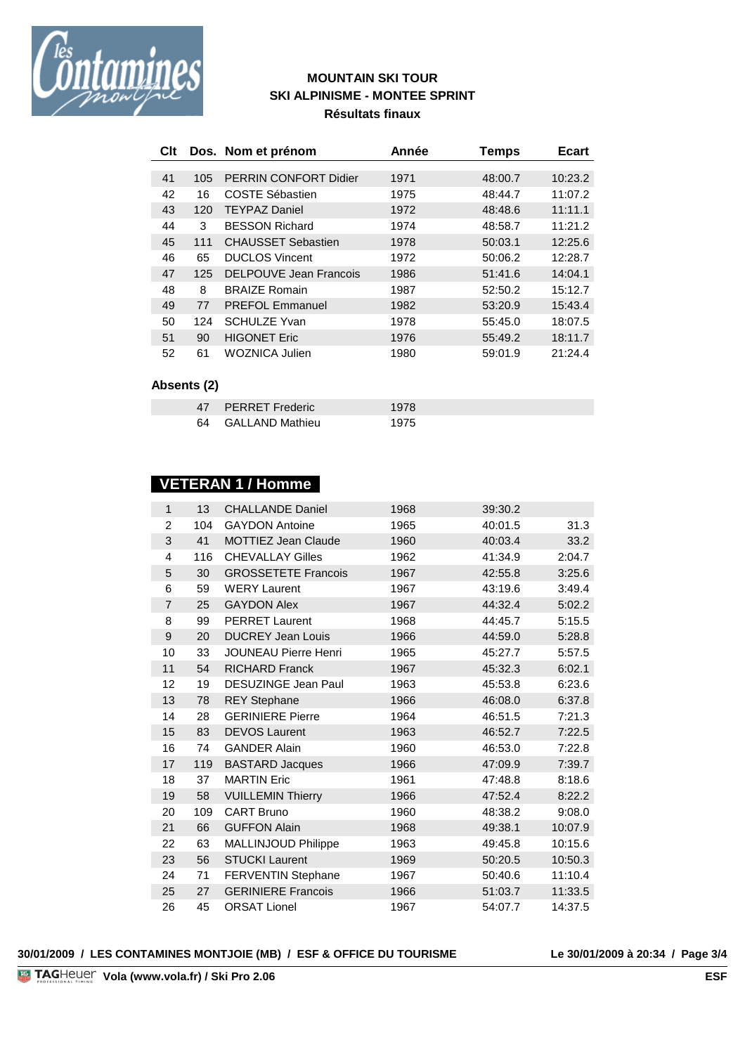**MOUNTAIN SKI TOUR**
**SKI ALPINISME - MONTEE SPRINT**
**Résultats finaux**

| Clt | Dos. | Nom et prénom | Année | Temps | Ecart |
|---|---|---|---|---|---|
| 41 | 105 | PERRIN CONFORT Didier | 1971 | 48:00.7 | 10:23.2 |
| 42 | 16 | COSTE Sébastien | 1975 | 48:44.7 | 11:07.2 |
| 43 | 120 | TEYPAZ Daniel | 1972 | 48:48.6 | 11:11.1 |
| 44 | 3 | BESSON Richard | 1974 | 48:58.7 | 11:21.2 |
| 45 | 111 | CHAUSSET Sebastien | 1978 | 50:03.1 | 12:25.6 |
| 46 | 65 | DUCLOS Vincent | 1972 | 50:06.2 | 12:28.7 |
| 47 | 125 | DELPOUVE Jean Francois | 1986 | 51:41.6 | 14:04.1 |
| 48 | 8 | BRAIZE Romain | 1987 | 52:50.2 | 15:12.7 |
| 49 | 77 | PREFOL Emmanuel | 1982 | 53:20.9 | 15:43.4 |
| 50 | 124 | SCHULZE Yvan | 1978 | 55:45.0 | 18:07.5 |
| 51 | 90 | HIGONET Eric | 1976 | 55:49.2 | 18:11.7 |
| 52 | 61 | WOZNICA Julien | 1980 | 59:01.9 | 21:24.4 |

**Absents (2)**

| Clt | Dos. | Nom et prénom | Année | Temps | Ecart |
|---|---|---|---|---|---|
| | 47 | PERRET Frederic | 1978 | | |
| | 64 | GALLAND Mathieu | 1975 | | |

## VETERAN 1 / Homme

| Clt | Dos. | Nom et prénom | Année | Temps | Ecart |
|---|---|---|---|---|---|
| 1 | 13 | CHALLANDE Daniel | 1968 | 39:30.2 | |
| 2 | 104 | GAYDON Antoine | 1965 | 40:01.5 | 31.3 |
| 3 | 41 | MOTTIEZ Jean Claude | 1960 | 40:03.4 | 33.2 |
| 4 | 116 | CHEVALLAY Gilles | 1962 | 41:34.9 | 2:04.7 |
| 5 | 30 | GROSSETETE Francois | 1967 | 42:55.8 | 3:25.6 |
| 6 | 59 | WERY Laurent | 1967 | 43:19.6 | 3:49.4 |
| 7 | 25 | GAYDON Alex | 1967 | 44:32.4 | 5:02.2 |
| 8 | 99 | PERRET Laurent | 1968 | 44:45.7 | 5:15.5 |
| 9 | 20 | DUCREY Jean Louis | 1966 | 44:59.0 | 5:28.8 |
| 10 | 33 | JOUNEAU Pierre Henri | 1965 | 45:27.7 | 5:57.5 |
| 11 | 54 | RICHARD Franck | 1967 | 45:32.3 | 6:02.1 |
| 12 | 19 | DESUZINGE Jean Paul | 1963 | 45:53.8 | 6:23.6 |
| 13 | 78 | REY Stephane | 1966 | 46:08.0 | 6:37.8 |
| 14 | 28 | GERINIERE Pierre | 1964 | 46:51.5 | 7:21.3 |
| 15 | 83 | DEVOS Laurent | 1963 | 46:52.7 | 7:22.5 |
| 16 | 74 | GANDER Alain | 1960 | 46:53.0 | 7:22.8 |
| 17 | 119 | BASTARD Jacques | 1966 | 47:09.9 | 7:39.7 |
| 18 | 37 | MARTIN Eric | 1961 | 47:48.8 | 8:18.6 |
| 19 | 58 | VUILLEMIN Thierry | 1966 | 47:52.4 | 8:22.2 |
| 20 | 109 | CART Bruno | 1960 | 48:38.2 | 9:08.0 |
| 21 | 66 | GUFFON Alain | 1968 | 49:38.1 | 10:07.9 |
| 22 | 63 | MALLINJOUD Philippe | 1963 | 49:45.8 | 10:15.6 |
| 23 | 56 | STUCKI Laurent | 1969 | 50:20.5 | 10:50.3 |
| 24 | 71 | FERVENTIN Stephane | 1967 | 50:40.6 | 11:10.4 |
| 25 | 27 | GERINIERE Francois | 1966 | 51:03.7 | 11:33.5 |
| 26 | 45 | ORSAT Lionel | 1967 | 54:07.7 | 14:37.5 |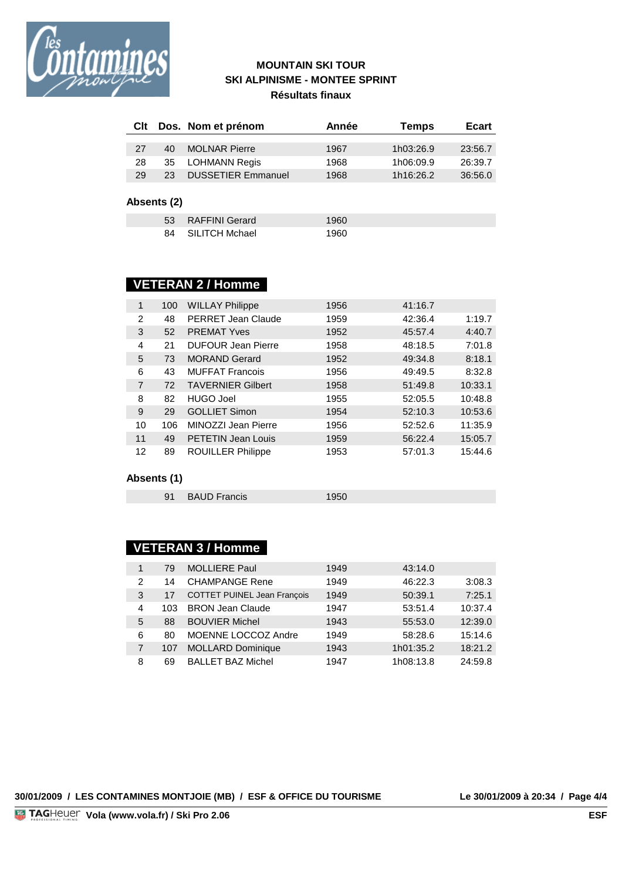**MOUNTAIN SKI TOUR**
**SKI ALPINISME - MONTEE SPRINT**
**Résultats finaux**

| Clt | Dos. | Nom et prénom | Année | Temps | Ecart |
|---|---|---|---|---|---|
| 27 | 40 | MOLNAR Pierre | 1967 | 1h03:26.9 | 23:56.7 |
| 28 | 35 | LOHMANN Regis | 1968 | 1h06:09.9 | 26:39.7 |
| 29 | 23 | DUSSETIER Emmanuel | 1968 | 1h16:26.2 | 36:56.0 |

**Absents (2)**

| | | | |
|---|---|---|---|
| | 53 | RAFFINI Gerard | 1960 |
| | 84 | SILITCH Mchael | 1960 |

## VETERAN 2 / Homme

| Clt | Dos. | Nom et prénom | Année | Temps | Ecart |
|---|---|---|---|---|---|
| 1 | 100 | WILLAY Philippe | 1956 | 41:16.7 | |
| 2 | 48 | PERRET Jean Claude | 1959 | 42:36.4 | 1:19.7 |
| 3 | 52 | PREMAT Yves | 1952 | 45:57.4 | 4:40.7 |
| 4 | 21 | DUFOUR Jean Pierre | 1958 | 48:18.5 | 7:01.8 |
| 5 | 73 | MORAND Gerard | 1952 | 49:34.8 | 8:18.1 |
| 6 | 43 | MUFFAT Francois | 1956 | 49:49.5 | 8:32.8 |
| 7 | 72 | TAVERNIER Gilbert | 1958 | 51:49.8 | 10:33.1 |
| 8 | 82 | HUGO Joel | 1955 | 52:05.5 | 10:48.8 |
| 9 | 29 | GOLLIET Simon | 1954 | 52:10.3 | 10:53.6 |
| 10 | 106 | MINOZZI Jean Pierre | 1956 | 52:52.6 | 11:35.9 |
| 11 | 49 | PETETIN Jean Louis | 1959 | 56:22.4 | 15:05.7 |
| 12 | 89 | ROUILLER Philippe | 1953 | 57:01.3 | 15:44.6 |

**Absents (1)**

| | | | |
|---|---|---|---|
| | 91 | BAUD Francis | 1950 |

## VETERAN 3 / Homme

| Clt | Dos. | Nom et prénom | Année | Temps | Ecart |
|---|---|---|---|---|---|
| 1 | 79 | MOLLIERE Paul | 1949 | 43:14.0 | |
| 2 | 14 | CHAMPANGE Rene | 1949 | 46:22.3 | 3:08.3 |
| 3 | 17 | COTTET PUINEL Jean François | 1949 | 50:39.1 | 7:25.1 |
| 4 | 103 | BRON Jean Claude | 1947 | 53:51.4 | 10:37.4 |
| 5 | 88 | BOUVIER Michel | 1943 | 55:53.0 | 12:39.0 |
| 6 | 80 | MOENNE LOCCOZ Andre | 1949 | 58:28.6 | 15:14.6 |
| 7 | 107 | MOLLARD Dominique | 1943 | 1h01:35.2 | 18:21.2 |
| 8 | 69 | BALLET BAZ Michel | 1947 | 1h08:13.8 | 24:59.8 |